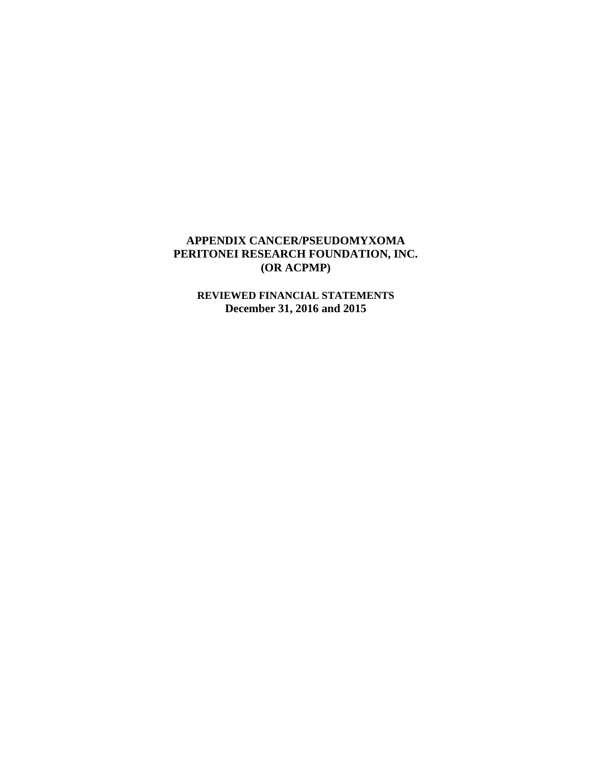# APPENDIX CANCER/PSEUDOMYXOMA PERITONEI RESEARCH FOUNDATION, INC. (OR ACPMP)

**REVIEWED FINANCIAL STATEMENTS**
**December 31, 2016 and 2015**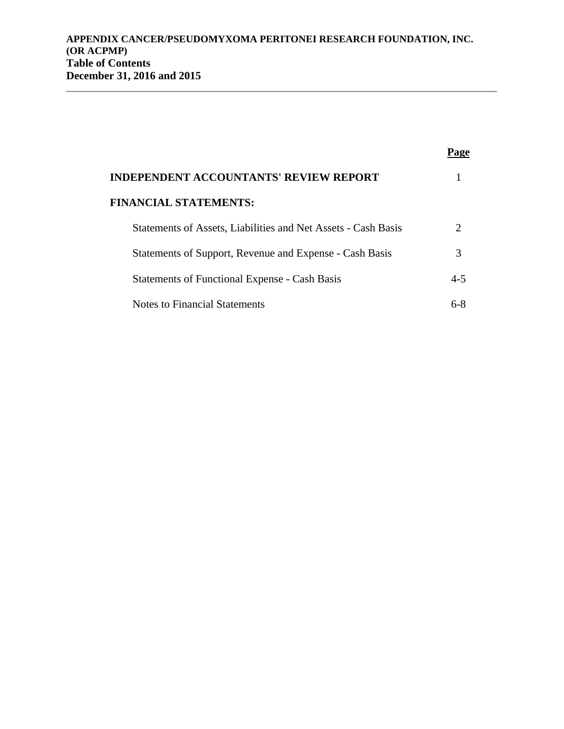**APPENDIX CANCER/PSEUDOMYXOMA PERITONEI RESEARCH FOUNDATION, INC. (OR ACPMP)**
**Table of Contents**
**December 31, 2016 and 2015**

| | Page |
|---|---|
| **INDEPENDENT ACCOUNTANTS' REVIEW REPORT** | 1 |
| **FINANCIAL STATEMENTS:** | |
| Statements of Assets, Liabilities and Net Assets - Cash Basis | 2 |
| Statements of Support, Revenue and Expense - Cash Basis | 3 |
| Statements of Functional Expense - Cash Basis | 4-5 |
| Notes to Financial Statements | 6-8 |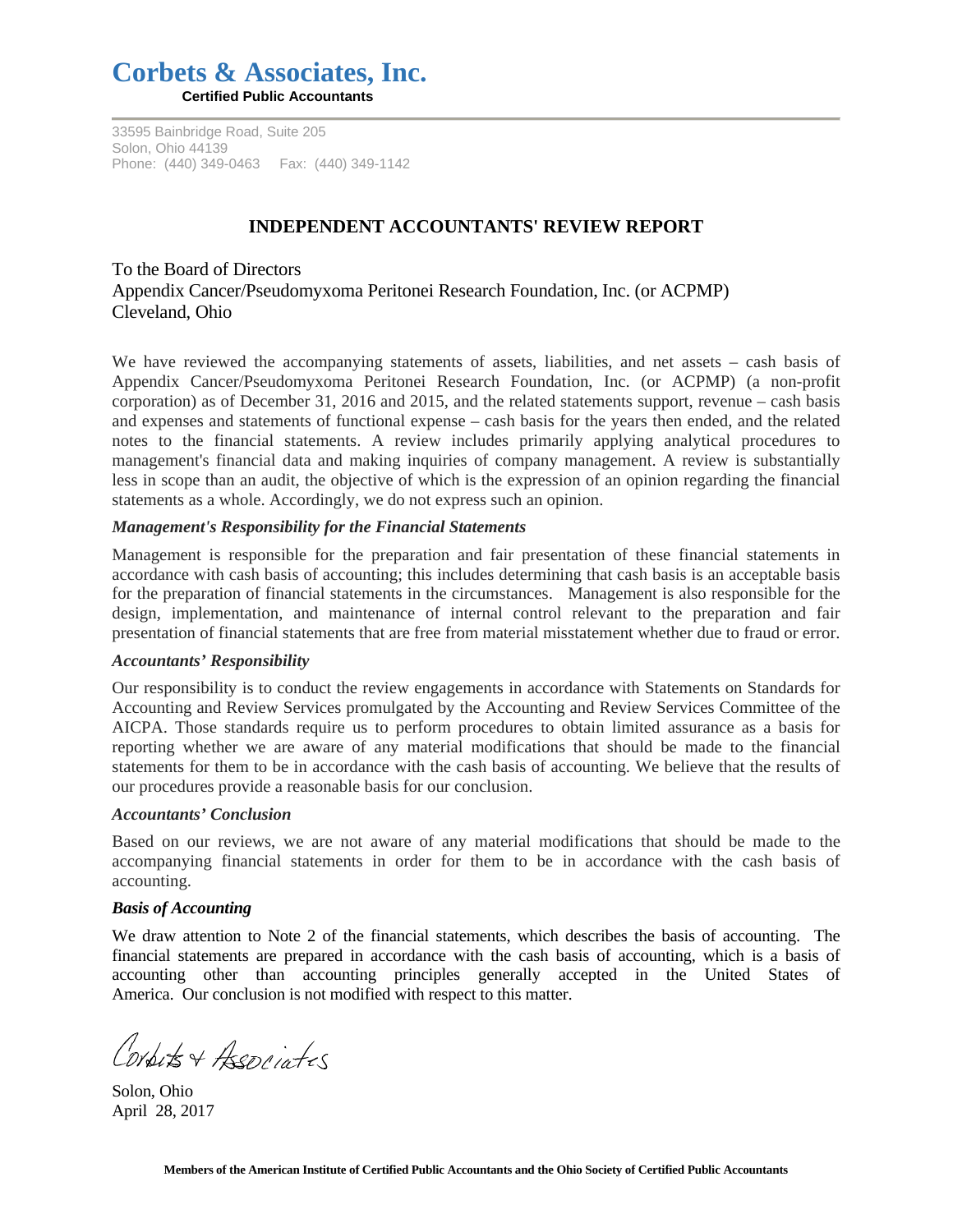# Corbets & Associates, Inc.

**Certified Public Accountants**

33595 Bainbridge Road, Suite 205
Solon, Ohio 44139
Phone: (440) 349-0463 Fax: (440) 349-1142

## INDEPENDENT ACCOUNTANTS' REVIEW REPORT

To the Board of Directors
Appendix Cancer/Pseudomyxoma Peritonei Research Foundation, Inc. (or ACPMP)
Cleveland, Ohio

We have reviewed the accompanying statements of assets, liabilities, and net assets – cash basis of Appendix Cancer/Pseudomyxoma Peritonei Research Foundation, Inc. (or ACPMP) (a non-profit corporation) as of December 31, 2016 and 2015, and the related statements support, revenue – cash basis and expenses and statements of functional expense – cash basis for the years then ended, and the related notes to the financial statements. A review includes primarily applying analytical procedures to management's financial data and making inquiries of company management. A review is substantially less in scope than an audit, the objective of which is the expression of an opinion regarding the financial statements as a whole. Accordingly, we do not express such an opinion.

### *Management's Responsibility for the Financial Statements*

Management is responsible for the preparation and fair presentation of these financial statements in accordance with cash basis of accounting; this includes determining that cash basis is an acceptable basis for the preparation of financial statements in the circumstances. Management is also responsible for the design, implementation, and maintenance of internal control relevant to the preparation and fair presentation of financial statements that are free from material misstatement whether due to fraud or error.

### *Accountants' Responsibility*

Our responsibility is to conduct the review engagements in accordance with Statements on Standards for Accounting and Review Services promulgated by the Accounting and Review Services Committee of the AICPA. Those standards require us to perform procedures to obtain limited assurance as a basis for reporting whether we are aware of any material modifications that should be made to the financial statements for them to be in accordance with the cash basis of accounting. We believe that the results of our procedures provide a reasonable basis for our conclusion.

### *Accountants' Conclusion*

Based on our reviews, we are not aware of any material modifications that should be made to the accompanying financial statements in order for them to be in accordance with the cash basis of accounting.

### *Basis of Accounting*

We draw attention to Note 2 of the financial statements, which describes the basis of accounting. The financial statements are prepared in accordance with the cash basis of accounting, which is a basis of accounting other than accounting principles generally accepted in the United States of America. Our conclusion is not modified with respect to this matter.

Corbets & Associates

Solon, Ohio
April 28, 2017

**Members of the American Institute of Certified Public Accountants and the Ohio Society of Certified Public Accountants**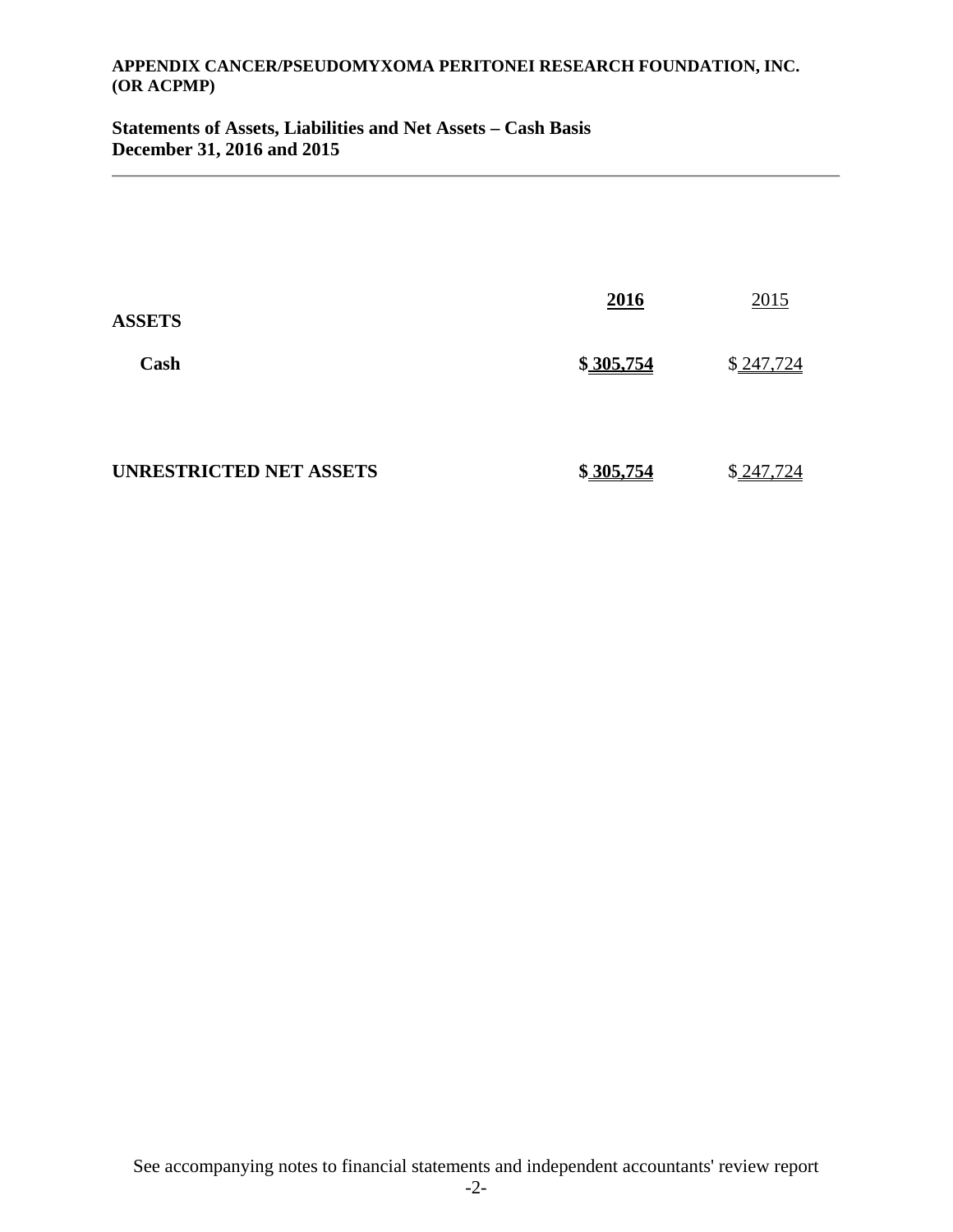**APPENDIX CANCER/PSEUDOMYXOMA PERITONEI RESEARCH FOUNDATION, INC. (OR ACPMP)**

**Statements of Assets, Liabilities and Net Assets – Cash Basis**
**December 31, 2016 and 2015**

| | **2016** | 2015 |
|---|---|---|
| **ASSETS** | | |
| **Cash** | **$ 305,754** | $ 247,724 |
| | | |
| **UNRESTRICTED NET ASSETS** | **$ 305,754** | $ 247,724 |

See accompanying notes to financial statements and independent accountants' review report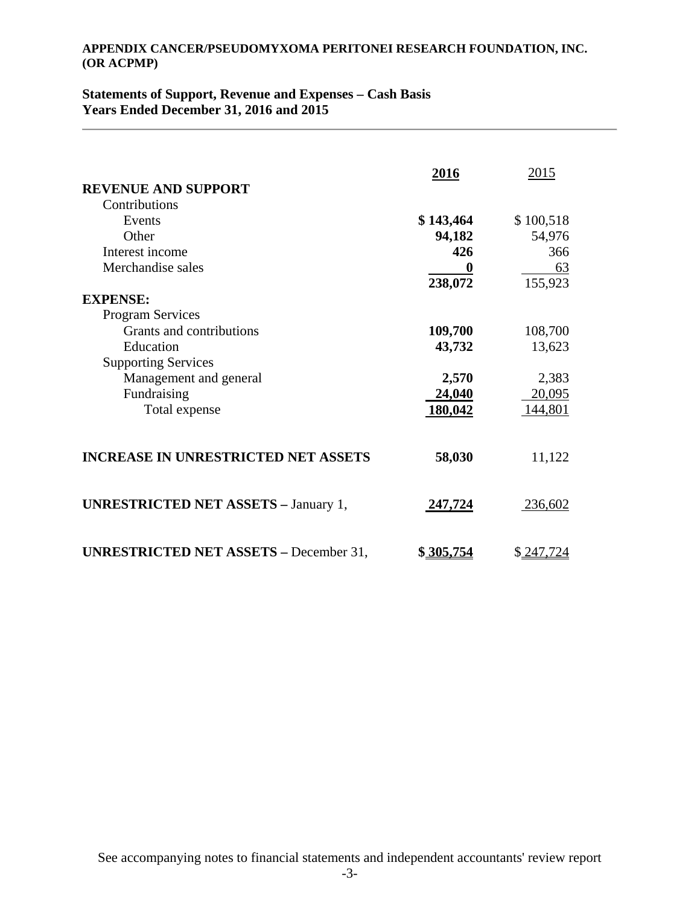**APPENDIX CANCER/PSEUDOMYXOMA PERITONEI RESEARCH FOUNDATION, INC. (OR ACPMP)**

**Statements of Support, Revenue and Expenses – Cash Basis**
**Years Ended December 31, 2016 and 2015**

| | **2016** | 2015 |
|---|---|---|
| **REVENUE AND SUPPORT** | | |
| Contributions | | |
| Events | **$ 143,464** | $ 100,518 |
| Other | **94,182** | 54,976 |
| Interest income | **426** | 366 |
| Merchandise sales | **0** | 63 |
| | **238,072** | 155,923 |
| **EXPENSE:** | | |
| Program Services | | |
| Grants and contributions | **109,700** | 108,700 |
| Education | **43,732** | 13,623 |
| Supporting Services | | |
| Management and general | **2,570** | 2,383 |
| Fundraising | **24,040** | 20,095 |
| Total expense | **180,042** | 144,801 |
| **INCREASE IN UNRESTRICTED NET ASSETS** | **58,030** | 11,122 |
| **UNRESTRICTED NET ASSETS –** January 1, | **247,724** | 236,602 |
| **UNRESTRICTED NET ASSETS –** December 31, | **$ 305,754** | $ 247,724 |

See accompanying notes to financial statements and independent accountants' review report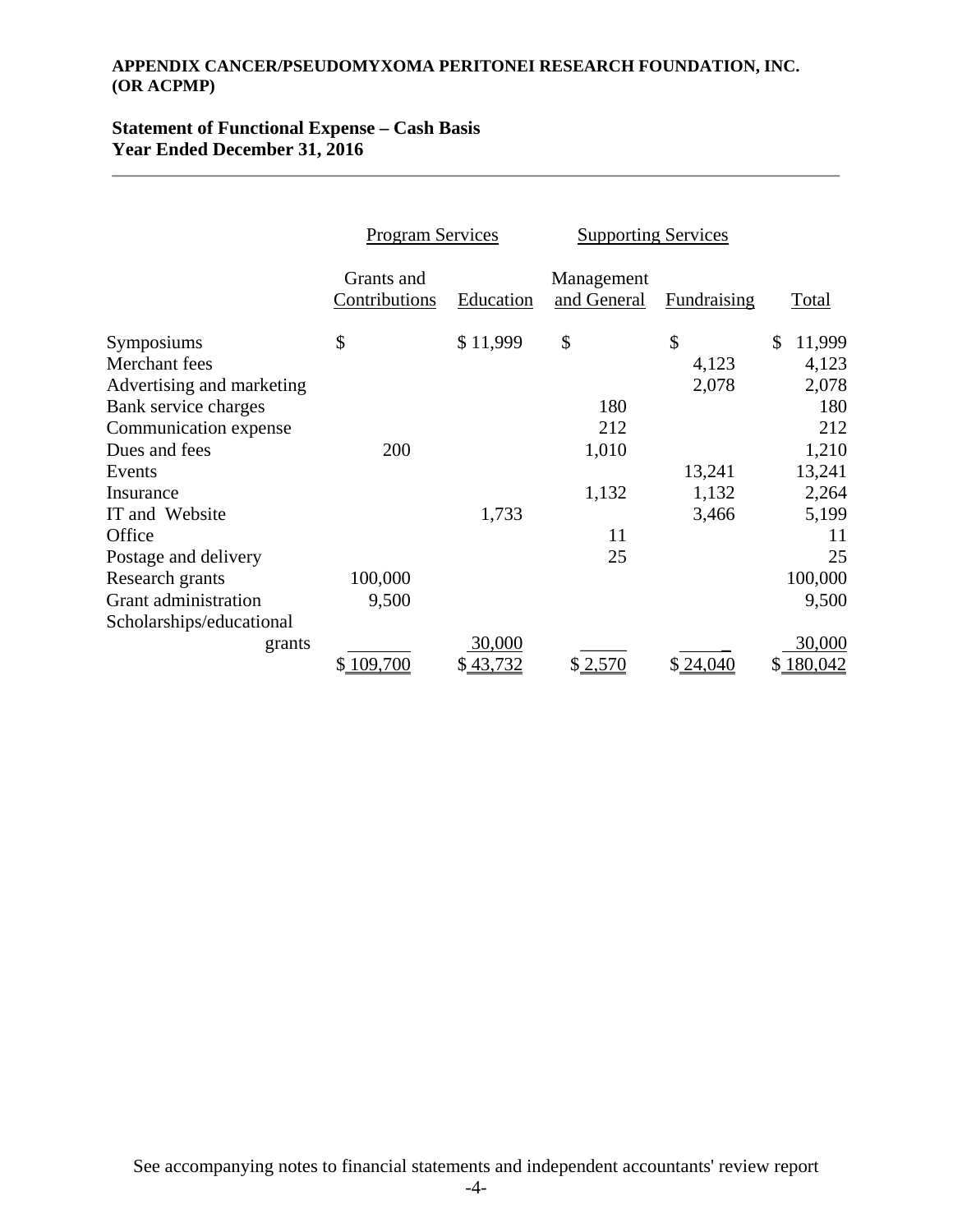**APPENDIX CANCER/PSEUDOMYXOMA PERITONEI RESEARCH FOUNDATION, INC. (OR ACPMP)**

**Statement of Functional Expense – Cash Basis**
**Year Ended December 31, 2016**

| | Program Services | | Supporting Services | | |
|---|---|---|---|---|---|
| | Grants and Contributions | Education | Management and General | Fundraising | Total |
| Symposiums | $ | $ 11,999 | $ | $ | $ 11,999 |
| Merchant fees | | | | 4,123 | 4,123 |
| Advertising and marketing | | | | 2,078 | 2,078 |
| Bank service charges | | | 180 | | 180 |
| Communication expense | | | 212 | | 212 |
| Dues and fees | 200 | | 1,010 | | 1,210 |
| Events | | | | 13,241 | 13,241 |
| Insurance | | | 1,132 | 1,132 | 2,264 |
| IT and Website | | 1,733 | | 3,466 | 5,199 |
| Office | | | 11 | | 11 |
| Postage and delivery | | | 25 | | 25 |
| Research grants | 100,000 | | | | 100,000 |
| Grant administration | 9,500 | | | | 9,500 |
| Scholarships/educational grants | | 30,000 | | | 30,000 |
| | $ 109,700 | $ 43,732 | $ 2,570 | $ 24,040 | $ 180,042 |

See accompanying notes to financial statements and independent accountants' review report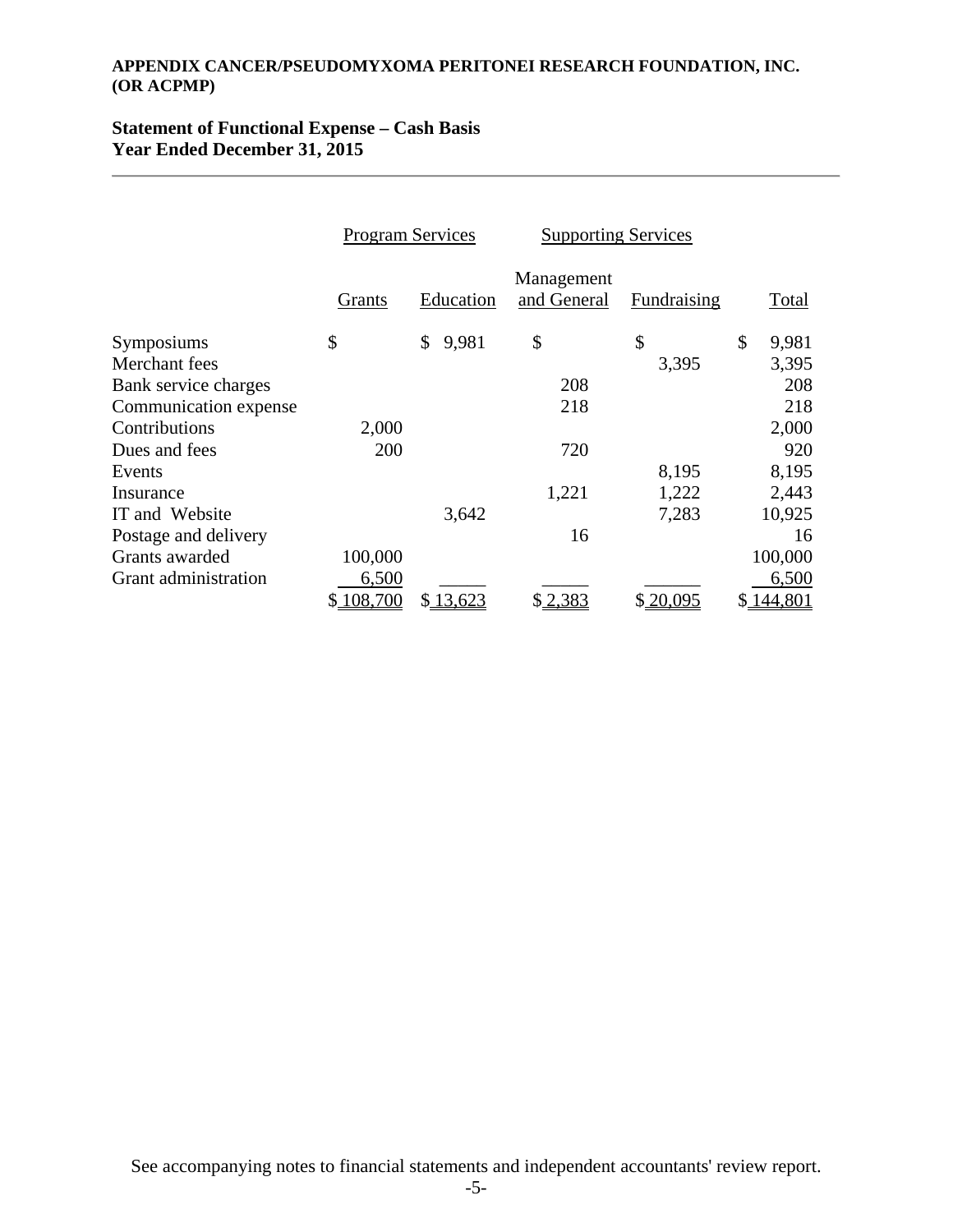**APPENDIX CANCER/PSEUDOMYXOMA PERITONEI RESEARCH FOUNDATION, INC. (OR ACPMP)**

**Statement of Functional Expense – Cash Basis**
**Year Ended December 31, 2015**

| | Program Services | | Supporting Services | | |
|---|---|---|---|---|---|
| | Grants | Education | Management and General | Fundraising | Total |
| Symposiums | $ | $ 9,981 | $ | $ | $ 9,981 |
| Merchant fees | | | | 3,395 | 3,395 |
| Bank service charges | | | 208 | | 208 |
| Communication expense | | | 218 | | 218 |
| Contributions | 2,000 | | | | 2,000 |
| Dues and fees | 200 | | 720 | | 920 |
| Events | | | | 8,195 | 8,195 |
| Insurance | | | 1,221 | 1,222 | 2,443 |
| IT and Website | | 3,642 | | 7,283 | 10,925 |
| Postage and delivery | | | 16 | | 16 |
| Grants awarded | 100,000 | | | | 100,000 |
| Grant administration | 6,500 | | | | 6,500 |
| | $ 108,700 | $ 13,623 | $ 2,383 | $ 20,095 | $ 144,801 |

See accompanying notes to financial statements and independent accountants' review report.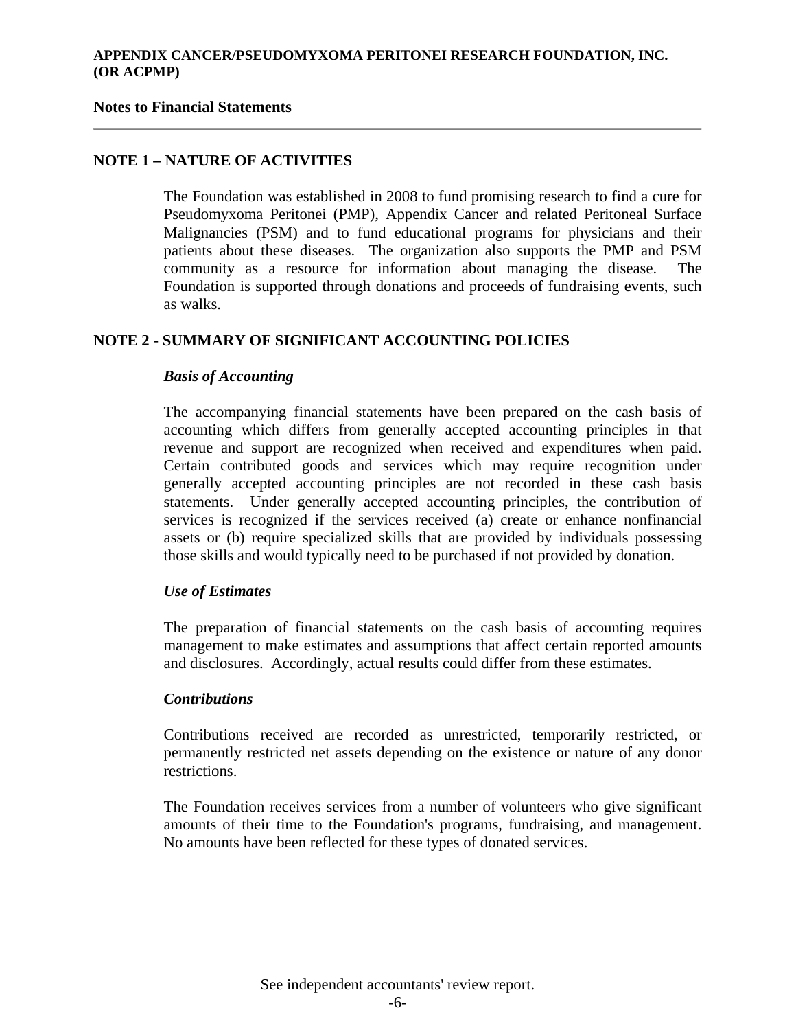**APPENDIX CANCER/PSEUDOMYXOMA PERITONEI RESEARCH FOUNDATION, INC. (OR ACPMP)**

**Notes to Financial Statements**

## NOTE 1 – NATURE OF ACTIVITIES

The Foundation was established in 2008 to fund promising research to find a cure for Pseudomyxoma Peritonei (PMP), Appendix Cancer and related Peritoneal Surface Malignancies (PSM) and to fund educational programs for physicians and their patients about these diseases. The organization also supports the PMP and PSM community as a resource for information about managing the disease. The Foundation is supported through donations and proceeds of fundraising events, such as walks.

## NOTE 2 - SUMMARY OF SIGNIFICANT ACCOUNTING POLICIES

***Basis of Accounting***

The accompanying financial statements have been prepared on the cash basis of accounting which differs from generally accepted accounting principles in that revenue and support are recognized when received and expenditures when paid. Certain contributed goods and services which may require recognition under generally accepted accounting principles are not recorded in these cash basis statements. Under generally accepted accounting principles, the contribution of services is recognized if the services received (a) create or enhance nonfinancial assets or (b) require specialized skills that are provided by individuals possessing those skills and would typically need to be purchased if not provided by donation.

***Use of Estimates***

The preparation of financial statements on the cash basis of accounting requires management to make estimates and assumptions that affect certain reported amounts and disclosures. Accordingly, actual results could differ from these estimates.

***Contributions***

Contributions received are recorded as unrestricted, temporarily restricted, or permanently restricted net assets depending on the existence or nature of any donor restrictions.

The Foundation receives services from a number of volunteers who give significant amounts of their time to the Foundation's programs, fundraising, and management. No amounts have been reflected for these types of donated services.

See independent accountants' review report.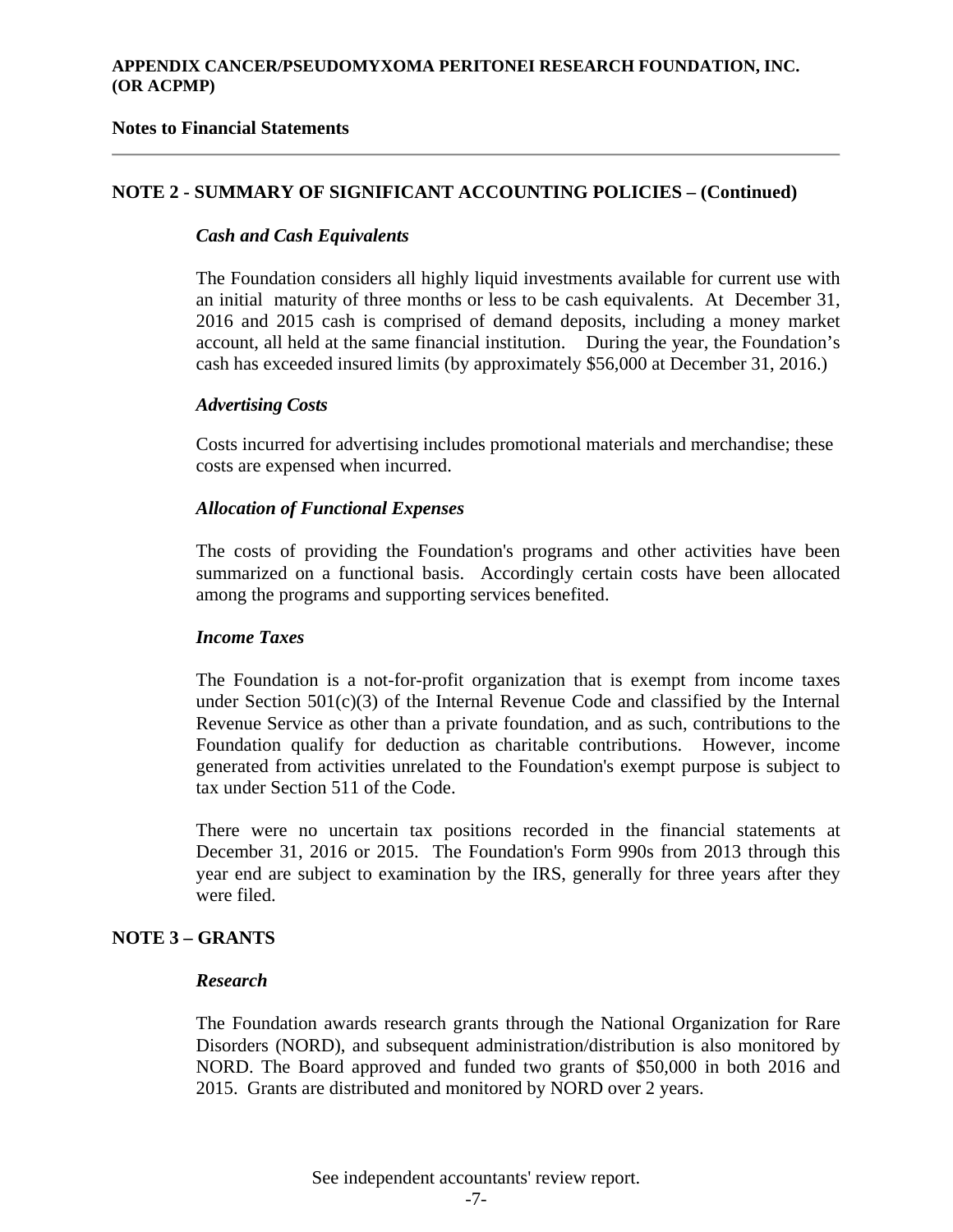**APPENDIX CANCER/PSEUDOMYXOMA PERITONEI RESEARCH FOUNDATION, INC. (OR ACPMP)**

**Notes to Financial Statements**

## NOTE 2 - SUMMARY OF SIGNIFICANT ACCOUNTING POLICIES – (Continued)

***Cash and Cash Equivalents***

The Foundation considers all highly liquid investments available for current use with an initial maturity of three months or less to be cash equivalents. At December 31, 2016 and 2015 cash is comprised of demand deposits, including a money market account, all held at the same financial institution. During the year, the Foundation's cash has exceeded insured limits (by approximately $56,000 at December 31, 2016.)

***Advertising Costs***

Costs incurred for advertising includes promotional materials and merchandise; these costs are expensed when incurred.

***Allocation of Functional Expenses***

The costs of providing the Foundation's programs and other activities have been summarized on a functional basis. Accordingly certain costs have been allocated among the programs and supporting services benefited.

***Income Taxes***

The Foundation is a not-for-profit organization that is exempt from income taxes under Section 501(c)(3) of the Internal Revenue Code and classified by the Internal Revenue Service as other than a private foundation, and as such, contributions to the Foundation qualify for deduction as charitable contributions. However, income generated from activities unrelated to the Foundation's exempt purpose is subject to tax under Section 511 of the Code.

There were no uncertain tax positions recorded in the financial statements at December 31, 2016 or 2015. The Foundation's Form 990s from 2013 through this year end are subject to examination by the IRS, generally for three years after they were filed.

## NOTE 3 – GRANTS

***Research***

The Foundation awards research grants through the National Organization for Rare Disorders (NORD), and subsequent administration/distribution is also monitored by NORD. The Board approved and funded two grants of $50,000 in both 2016 and 2015. Grants are distributed and monitored by NORD over 2 years.

See independent accountants' review report.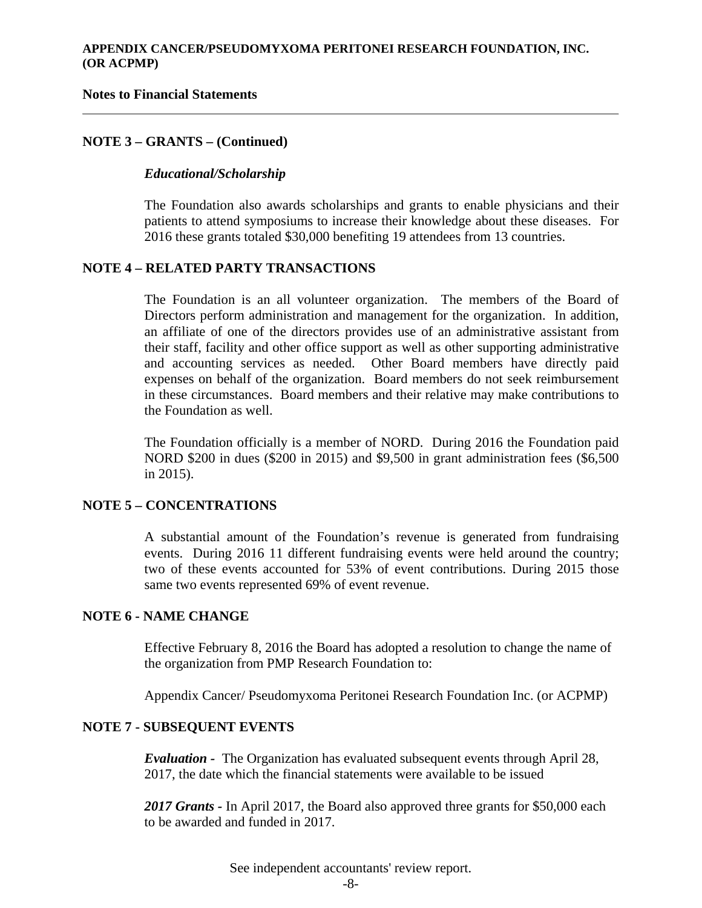## NOTE 3 – GRANTS – (Continued)

### *Educational/Scholarship*

The Foundation also awards scholarships and grants to enable physicians and their patients to attend symposiums to increase their knowledge about these diseases. For 2016 these grants totaled $30,000 benefiting 19 attendees from 13 countries.

## NOTE 4 – RELATED PARTY TRANSACTIONS

The Foundation is an all volunteer organization. The members of the Board of Directors perform administration and management for the organization. In addition, an affiliate of one of the directors provides use of an administrative assistant from their staff, facility and other office support as well as other supporting administrative and accounting services as needed. Other Board members have directly paid expenses on behalf of the organization. Board members do not seek reimbursement in these circumstances. Board members and their relative may make contributions to the Foundation as well.

The Foundation officially is a member of NORD. During 2016 the Foundation paid NORD $200 in dues ($200 in 2015) and $9,500 in grant administration fees ($6,500 in 2015).

## NOTE 5 – CONCENTRATIONS

A substantial amount of the Foundation's revenue is generated from fundraising events. During 2016 11 different fundraising events were held around the country; two of these events accounted for 53% of event contributions. During 2015 those same two events represented 69% of event revenue.

## NOTE 6 - NAME CHANGE

Effective February 8, 2016 the Board has adopted a resolution to change the name of the organization from PMP Research Foundation to:

Appendix Cancer/ Pseudomyxoma Peritonei Research Foundation Inc. (or ACPMP)

## NOTE 7 - SUBSEQUENT EVENTS

***Evaluation -*** The Organization has evaluated subsequent events through April 28, 2017, the date which the financial statements were available to be issued

***2017 Grants -*** In April 2017, the Board also approved three grants for $50,000 each to be awarded and funded in 2017.

See independent accountants' review report.